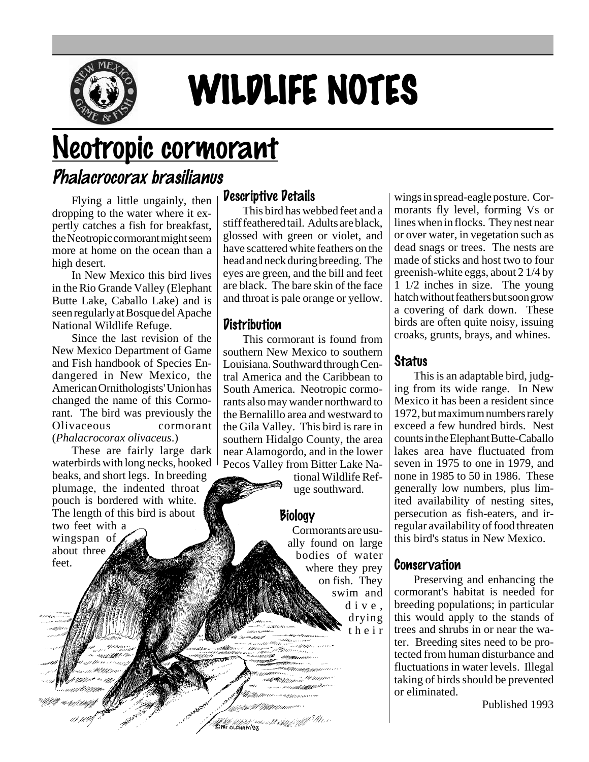# WILDLIFE NOTES

# Neotropic cormorant

## *Phalacrocorax brasilianus*

Flying a little ungainly, then dropping to the water where it expertly catches a fish for breakfast, the Neotropic cormorant might seem more at home on the ocean than a high desert.

In New Mexico this bird lives in the Rio Grande Valley (Elephant Butte Lake, Caballo Lake) and is seen regularly at Bosque del Apache National Wildlife Refuge.

Since the last revision of the New Mexico Department of Game and Fish handbook of Species Endangered in New Mexico, the American Ornithologists' Union has changed the name of this Cormorant. The bird was previously the Olivaceous cormorant (*Phalacrocorax olivaceus*.)

These are fairly large dark waterbirds with long necks, hooked beaks, and short legs. In breeding plumage, the indented throat pouch is bordered with white. The length of this bird is about two feet with a wingspan of about three feet.

### Descriptive Details

This bird has webbed feet and a stiff feathered tail. Adults are black, glossed with green or violet, and have scattered white feathers on the head and neck during breeding. The eyes are green, and the bill and feet are black. The bare skin of the face and throat is pale orange or yellow.

### Distribution

This cormorant is found from southern New Mexico to southern Louisiana. Southward through Central America and the Caribbean to South America. Neotropic cormorants also may wander northward to the Bernalillo area and westward to the Gila Valley. This bird is rare in southern Hidalgo County, the area near Alamogordo, and in the lower Pecos Valley from Bitter Lake National Wildlife Refuge southward.

### Biology

Cormorants are usually found on large bodies of water where they prey on fish. They swim and dive, drying their wings in spread-eagle posture. Cormorants fly level, forming Vs or lines when in flocks. They nest near or over water, in vegetation such as dead snags or trees. The nests are made of sticks and host two to four greenish-white eggs, about 2 1/4 by 1 1/2 inches in size. The young hatch without feathers but soon grow a covering of dark down. These birds are often quite noisy, issuing croaks, grunts, brays, and whines.

### Status

This is an adaptable bird, judging from its wide range. In New Mexico it has been a resident since 1972, but maximum numbers rarely exceed a few hundred birds. Nest counts in the Elephant Butte-Caballo lakes area have fluctuated from seven in 1975 to one in 1979, and none in 1985 to 50 in 1986. These generally low numbers, plus limited availability of nesting sites, persecution as fish-eaters, and irregular availability of food threaten this bird's status in New Mexico.

### Conservation

Preserving and enhancing the cormorant's habitat is needed for breeding populations; in particular this would apply to the stands of trees and shrubs in or near the water. Breeding sites need to be protected from human disturbance and fluctuations in water levels. Illegal taking of birds should be prevented or eliminated.

Published 1993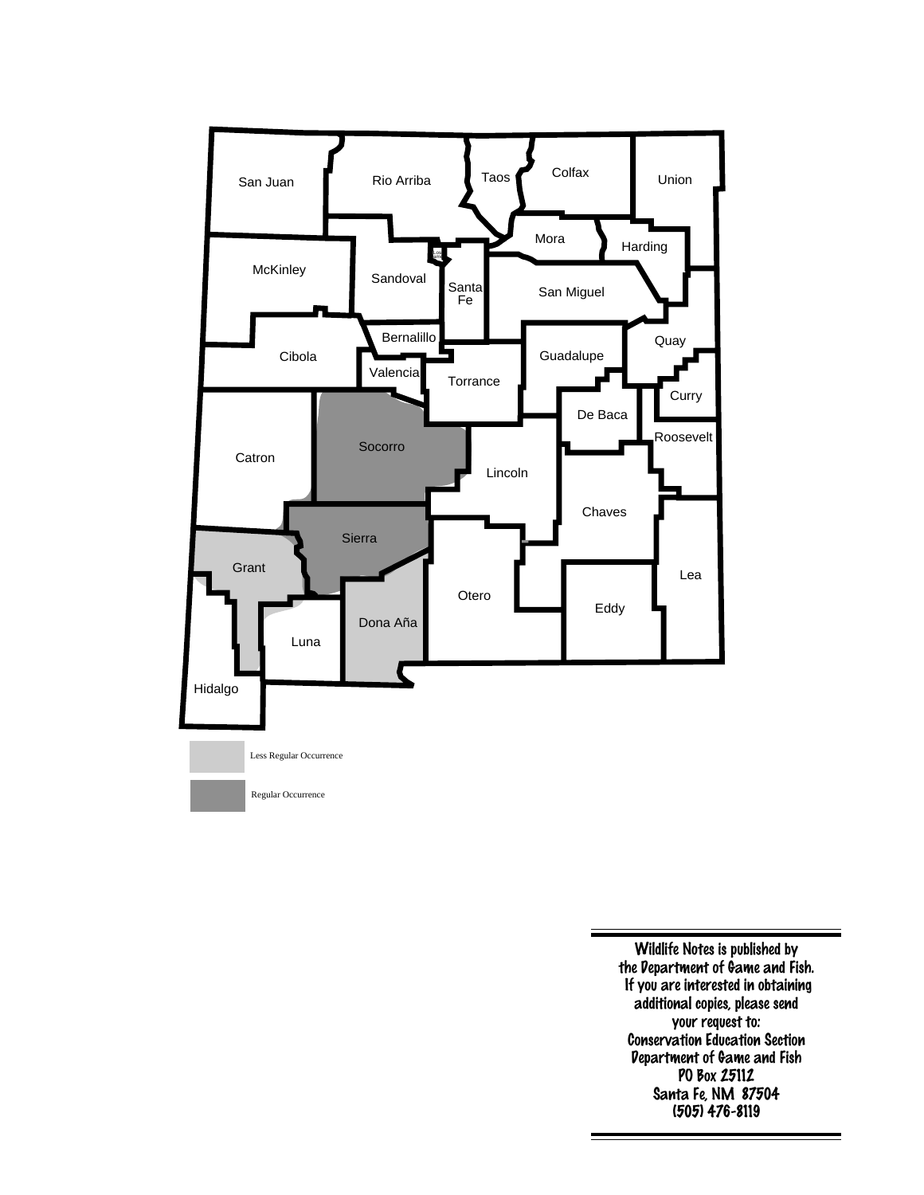San Juan

Rio Arriba

Taos

Colfax

Union

McKinley

Sandoval

Mora

Harding

Santa Fe

San Miguel

Bernalillo

Quay

Cibola

Valencia

Torrance

Guadalupe

Curry

De Baca

Roosevelt

Catron

Socorro

Lincoln

Chaves

Sierra

Grant

Lea

Otero

Eddy

Dona Aña

Luna

Hidalgo

Less Regular Occurrence

Regular Occurrence

Wildlife Notes is published by
the Department of Game and Fish.
If you are interested in obtaining
additional copies, please send
your request to:
Conservation Education Section
Department of Game and Fish
PO Box 25112
Santa Fe, NM 87504
(505) 476-8119